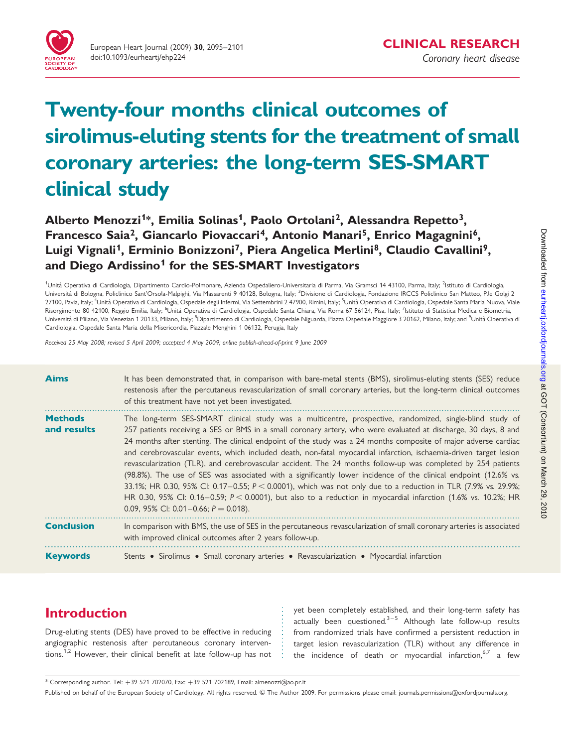# Twenty-four months clinical outcomes of sirolimus-eluting stents for the treatment of small coronary arteries: the long-term SES-SMART clinical study

**Alberto Menozzi[1]*, Emilia Solinas[1], Paolo Ortolani[2], Alessandra Repetto[3], Francesco Saia[2], Giancarlo Piovaccari[4], Antonio Manari[5], Enrico Magagnini[6], Luigi Vignali[1], Erminio Bonizzoni[7], Piera Angelica Merlini[8], Claudio Cavallini[9], and Diego Ardissino[1] for the SES-SMART Investigators**

[1]Unità Operativa di Cardiologia, Dipartimento Cardio-Polmonare, Azienda Ospedaliero-Universitaria di Parma, Via Gramsci 14 43100, Parma, Italy; [2]Istituto di Cardiologia, Università di Bologna, Policlinico Sant'Orsola-Malpighi, Via Massarenti 9 40128, Bologna, Italy; [3]Divisione di Cardiologia, Fondazione IRCCS Policlinico San Matteo, P.le Golgi 2 27100, Pavia, Italy; [4]Unità Operativa di Cardiologia, Ospedale degli Infermi, Via Settembrini 2 47900, Rimini, Italy; [5]Unità Operativa di Cardiologia, Ospedale Santa Maria Nuova, Viale Risorgimento 80 42100, Reggio Emilia, Italy; [6]Unità Operativa di Cardiologia, Ospedale Santa Chiara, Via Roma 67 56124, Pisa, Italy; [7]Istituto di Statistica Medica e Biometria, Università di Milano, Via Venezian 1 20133, Milano, Italy; [8]Dipartimento di Cardiologia, Ospedale Niguarda, Piazza Ospedale Maggiore 3 20162, Milano, Italy; and [9]Unità Operativa di Cardiologia, Ospedale Santa Maria della Misericordia, Piazzale Menghini 1 06132, Perugia, Italy

*Received 25 May 2008; revised 5 April 2009; accepted 4 May 2009; online publish-ahead-of-print 9 June 2009*

**Aims** It has been demonstrated that, in comparison with bare-metal stents (BMS), sirolimus-eluting stents (SES) reduce restenosis after the percutaneous revascularization of small coronary arteries, but the long-term clinical outcomes of this treatment have not yet been investigated.

**Methods and results** The long-term SES-SMART clinical study was a multicentre, prospective, randomized, single-blind study of 257 patients receiving a SES or BMS in a small coronary artery, who were evaluated at discharge, 30 days, 8 and 24 months after stenting. The clinical endpoint of the study was a 24 months composite of major adverse cardiac and cerebrovascular events, which included death, non-fatal myocardial infarction, ischaemia-driven target lesion revascularization (TLR), and cerebrovascular accident. The 24 months follow-up was completed by 254 patients (98.8%). The use of SES was associated with a significantly lower incidence of the clinical endpoint (12.6% vs. 33.1%; HR 0.30, 95% CI: 0.17–0.55; $P < 0.0001$), which was not only due to a reduction in TLR (7.9% vs. 29.9%; HR 0.30, 95% CI: 0.16–0.59; $P < 0.0001$), but also to a reduction in myocardial infarction (1.6% vs. 10.2%; HR 0.09, 95% CI: 0.01–0.66; $P = 0.018$).

**Conclusion** In comparison with BMS, the use of SES in the percutaneous revascularization of small coronary arteries is associated with improved clinical outcomes after 2 years follow-up.

**Keywords** Stents • Sirolimus • Small coronary arteries • Revascularization • Myocardial infarction

## Introduction

Drug-eluting stents (DES) have proved to be effective in reducing angiographic restenosis after percutaneous coronary interventions.[1,2] However, their clinical benefit at late follow-up has not yet been completely established, and their long-term safety has actually been questioned.[3–5] Although late follow-up results from randomized trials have confirmed a persistent reduction in target lesion revascularization (TLR) without any difference in the incidence of death or myocardial infarction,[6,7] a few

\* Corresponding author. Tel: +39 521 702070, Fax: +39 521 702189, Email: almenozzi@ao.pr.it

Published on behalf of the European Society of Cardiology. All rights reserved. © The Author 2009. For permissions please email: journals.permissions@oxfordjournals.org.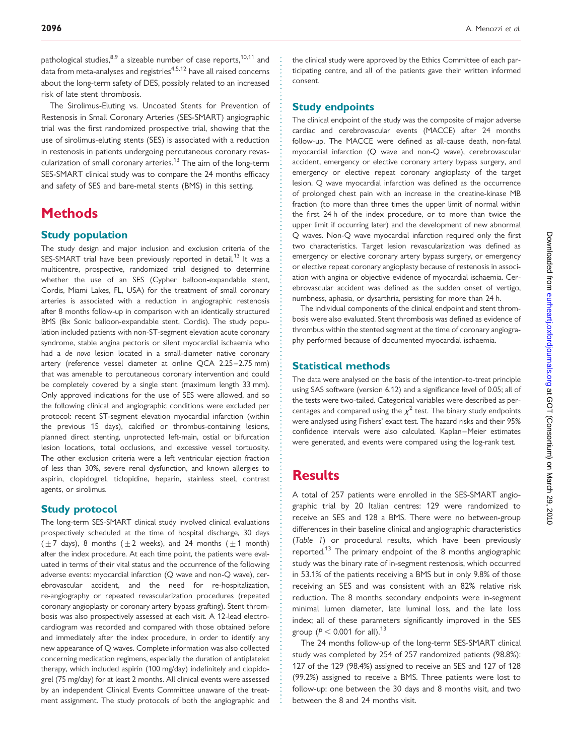pathological studies,[8,9] a sizeable number of case reports,[10,11] and data from meta-analyses and registries[4,5,12] have all raised concerns about the long-term safety of DES, possibly related to an increased risk of late stent thrombosis.

The Sirolimus-Eluting vs. Uncoated Stents for Prevention of Restenosis in Small Coronary Arteries (SES-SMART) angiographic trial was the first randomized prospective trial, showing that the use of sirolimus-eluting stents (SES) is associated with a reduction in restenosis in patients undergoing percutaneous coronary revascularization of small coronary arteries.[13] The aim of the long-term SES-SMART clinical study was to compare the 24 months efficacy and safety of SES and bare-metal stents (BMS) in this setting.

# Methods

## Study population

The study design and major inclusion and exclusion criteria of the SES-SMART trial have been previously reported in detail.[13] It was a multicentre, prospective, randomized trial designed to determine whether the use of an SES (Cypher balloon-expandable stent, Cordis, Miami Lakes, FL, USA) for the treatment of small coronary arteries is associated with a reduction in angiographic restenosis after 8 months follow-up in comparison with an identically structured BMS (Bx Sonic balloon-expandable stent, Cordis). The study population included patients with non-ST-segment elevation acute coronary syndrome, stable angina pectoris or silent myocardial ischaemia who had a *de novo* lesion located in a small-diameter native coronary artery (reference vessel diameter at online QCA 2.25–2.75 mm) that was amenable to percutaneous coronary intervention and could be completely covered by a single stent (maximum length 33 mm). Only approved indications for the use of SES were allowed, and so the following clinical and angiographic conditions were excluded per protocol: recent ST-segment elevation myocardial infarction (within the previous 15 days), calcified or thrombus-containing lesions, planned direct stenting, unprotected left-main, ostial or bifurcation lesion locations, total occlusions, and excessive vessel tortuosity. The other exclusion criteria were a left ventricular ejection fraction of less than 30%, severe renal dysfunction, and known allergies to aspirin, clopidogrel, ticlopidine, heparin, stainless steel, contrast agents, or sirolimus.

## Study protocol

The long-term SES-SMART clinical study involved clinical evaluations prospectively scheduled at the time of hospital discharge, 30 days (±7 days), 8 months (±2 weeks), and 24 months (±1 month) after the index procedure. At each time point, the patients were evaluated in terms of their vital status and the occurrence of the following adverse events: myocardial infarction (Q wave and non-Q wave), cerebrovascular accident, and the need for re-hospitalization, re-angiography or repeated revascularization procedures (repeated coronary angioplasty or coronary artery bypass grafting). Stent thrombosis was also prospectively assessed at each visit. A 12-lead electrocardiogram was recorded and compared with those obtained before and immediately after the index procedure, in order to identify any new appearance of Q waves. Complete information was also collected concerning medication regimens, especially the duration of antiplatelet therapy, which included aspirin (100 mg/day) indefinitely and clopidogrel (75 mg/day) for at least 2 months. All clinical events were assessed by an independent Clinical Events Committee unaware of the treatment assignment. The study protocols of both the angiographic and the clinical study were approved by the Ethics Committee of each participating centre, and all of the patients gave their written informed consent.

## Study endpoints

The clinical endpoint of the study was the composite of major adverse cardiac and cerebrovascular events (MACCE) after 24 months follow-up. The MACCE were defined as all-cause death, non-fatal myocardial infarction (Q wave and non-Q wave), cerebrovascular accident, emergency or elective coronary artery bypass surgery, and emergency or elective repeat coronary angioplasty of the target lesion. Q wave myocardial infarction was defined as the occurrence of prolonged chest pain with an increase in the creatine-kinase MB fraction (to more than three times the upper limit of normal within the first 24 h of the index procedure, or to more than twice the upper limit if occurring later) and the development of new abnormal Q waves. Non-Q wave myocardial infarction required only the first two characteristics. Target lesion revascularization was defined as emergency or elective coronary artery bypass surgery, or emergency or elective repeat coronary angioplasty because of restenosis in association with angina or objective evidence of myocardial ischaemia. Cerebrovascular accident was defined as the sudden onset of vertigo, numbness, aphasia, or dysarthria, persisting for more than 24 h.

The individual components of the clinical endpoint and stent thrombosis were also evaluated. Stent thrombosis was defined as evidence of thrombus within the stented segment at the time of coronary angiography performed because of documented myocardial ischaemia.

## Statistical methods

The data were analysed on the basis of the intention-to-treat principle using SAS software (version 6.12) and a significance level of 0.05; all of the tests were two-tailed. Categorical variables were described as percentages and compared using the $\chi^2$ test. The binary study endpoints were analysed using Fishers' exact test. The hazard risks and their 95% confidence intervals were also calculated. Kaplan–Meier estimates were generated, and events were compared using the log-rank test.

# Results

A total of 257 patients were enrolled in the SES-SMART angiographic trial by 20 Italian centres: 129 were randomized to receive an SES and 128 a BMS. There were no between-group differences in their baseline clinical and angiographic characteristics (*Table 1*) or procedural results, which have been previously reported.[13] The primary endpoint of the 8 months angiographic study was the binary rate of in-segment restenosis, which occurred in 53.1% of the patients receiving a BMS but in only 9.8% of those receiving an SES and was consistent with an 82% relative risk reduction. The 8 months secondary endpoints were in-segment minimal lumen diameter, late luminal loss, and the late loss index; all of these parameters significantly improved in the SES group ($P < 0.001$ for all).[13]

The 24 months follow-up of the long-term SES-SMART clinical study was completed by 254 of 257 randomized patients (98.8%): 127 of the 129 (98.4%) assigned to receive an SES and 127 of 128 (99.2%) assigned to receive a BMS. Three patients were lost to follow-up: one between the 30 days and 8 months visit, and two between the 8 and 24 months visit.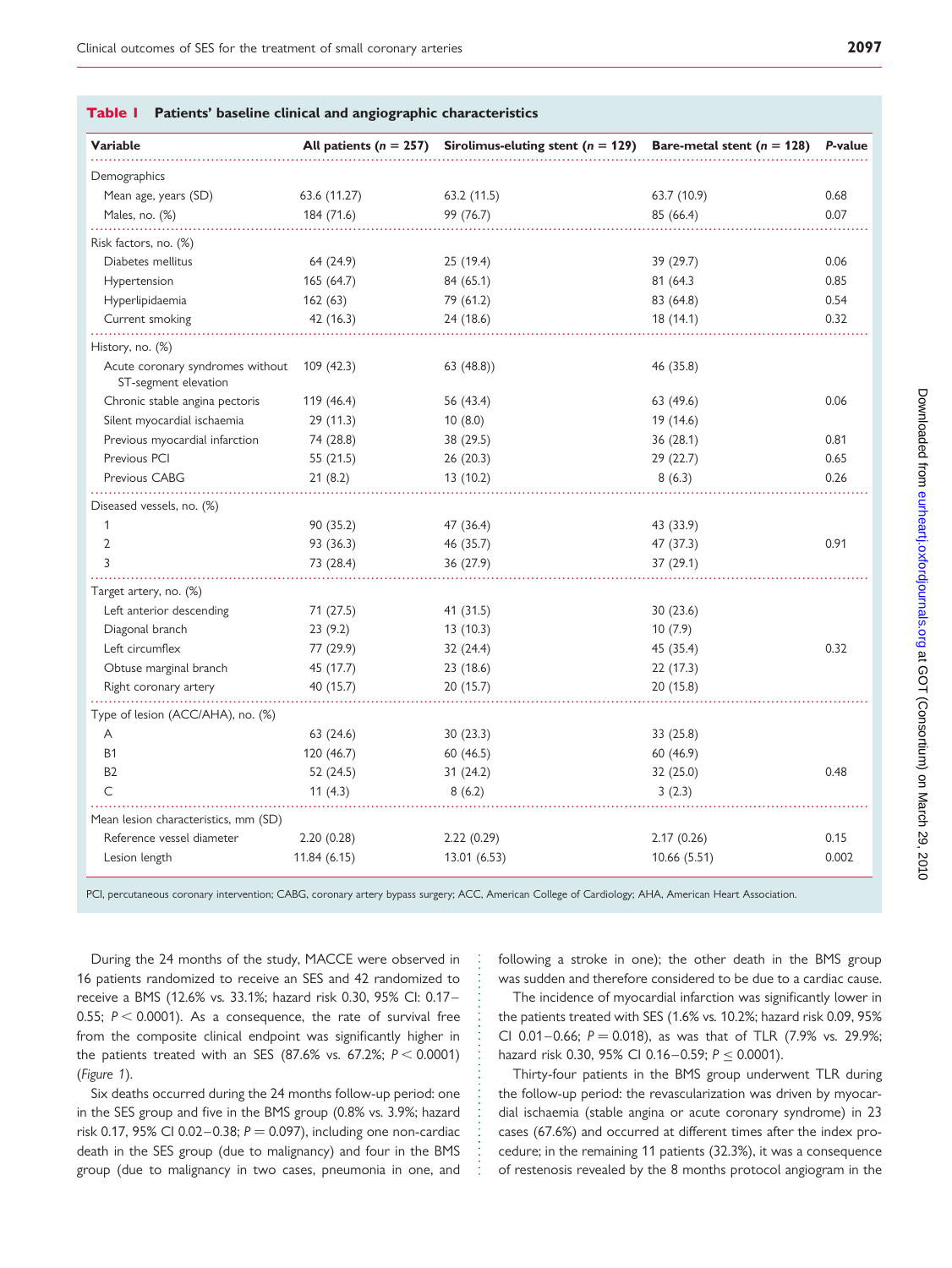**Table 1** Patients' baseline clinical and angiographic characteristics

| Variable | All patients ($n$ = 257) | Sirolimus-eluting stent ($n$ = 129) | Bare-metal stent ($n$ = 128) | $P$-value |
|---|---|---|---|---|
| Demographics | | | | |
| Mean age, years (SD) | 63.6 (11.27) | 63.2 (11.5) | 63.7 (10.9) | 0.68 |
| Males, no. (%) | 184 (71.6) | 99 (76.7) | 85 (66.4) | 0.07 |
| Risk factors, no. (%) | | | | |
| Diabetes mellitus | 64 (24.9) | 25 (19.4) | 39 (29.7) | 0.06 |
| Hypertension | 165 (64.7) | 84 (65.1) | 81 (64.3 | 0.85 |
| Hyperlipidaemia | 162 (63) | 79 (61.2) | 83 (64.8) | 0.54 |
| Current smoking | 42 (16.3) | 24 (18.6) | 18 (14.1) | 0.32 |
| History, no. (%) | | | | |
| Acute coronary syndromes without ST-segment elevation | 109 (42.3) | 63 (48.8)) | 46 (35.8) | |
| Chronic stable angina pectoris | 119 (46.4) | 56 (43.4) | 63 (49.6) | 0.06 |
| Silent myocardial ischaemia | 29 (11.3) | 10 (8.0) | 19 (14.6) | |
| Previous myocardial infarction | 74 (28.8) | 38 (29.5) | 36 (28.1) | 0.81 |
| Previous PCI | 55 (21.5) | 26 (20.3) | 29 (22.7) | 0.65 |
| Previous CABG | 21 (8.2) | 13 (10.2) | 8 (6.3) | 0.26 |
| Diseased vessels, no. (%) | | | | |
| 1 | 90 (35.2) | 47 (36.4) | 43 (33.9) | |
| 2 | 93 (36.3) | 46 (35.7) | 47 (37.3) | 0.91 |
| 3 | 73 (28.4) | 36 (27.9) | 37 (29.1) | |
| Target artery, no. (%) | | | | |
| Left anterior descending | 71 (27.5) | 41 (31.5) | 30 (23.6) | |
| Diagonal branch | 23 (9.2) | 13 (10.3) | 10 (7.9) | |
| Left circumflex | 77 (29.9) | 32 (24.4) | 45 (35.4) | 0.32 |
| Obtuse marginal branch | 45 (17.7) | 23 (18.6) | 22 (17.3) | |
| Right coronary artery | 40 (15.7) | 20 (15.7) | 20 (15.8) | |
| Type of lesion (ACC/AHA), no. (%) | | | | |
| A | 63 (24.6) | 30 (23.3) | 33 (25.8) | |
| B1 | 120 (46.7) | 60 (46.5) | 60 (46.9) | |
| B2 | 52 (24.5) | 31 (24.2) | 32 (25.0) | 0.48 |
| C | 11 (4.3) | 8 (6.2) | 3 (2.3) | |
| Mean lesion characteristics, mm (SD) | | | | |
| Reference vessel diameter | 2.20 (0.28) | 2.22 (0.29) | 2.17 (0.26) | 0.15 |
| Lesion length | 11.84 (6.15) | 13.01 (6.53) | 10.66 (5.51) | 0.002 |

PCI, percutaneous coronary intervention; CABG, coronary artery bypass surgery; ACC, American College of Cardiology; AHA, American Heart Association.

During the 24 months of the study, MACCE were observed in 16 patients randomized to receive an SES and 42 randomized to receive a BMS (12.6% vs. 33.1%; hazard risk 0.30, 95% CI: 0.17–0.55; $P < 0.0001$). As a consequence, the rate of survival free from the composite clinical endpoint was significantly higher in the patients treated with an SES (87.6% vs. 67.2%; $P < 0.0001$) (*Figure 1*).

Six deaths occurred during the 24 months follow-up period: one in the SES group and five in the BMS group (0.8% vs. 3.9%; hazard risk 0.17, 95% CI 0.02–0.38; $P = 0.097$), including one non-cardiac death in the SES group (due to malignancy) and four in the BMS group (due to malignancy in two cases, pneumonia in one, and following a stroke in one); the other death in the BMS group was sudden and therefore considered to be due to a cardiac cause.

The incidence of myocardial infarction was significantly lower in the patients treated with SES (1.6% vs. 10.2%; hazard risk 0.09, 95% CI 0.01–0.66; $P = 0.018$), as was that of TLR (7.9% vs. 29.9%; hazard risk 0.30, 95% CI 0.16–0.59; $P \leq 0.0001$).

Thirty-four patients in the BMS group underwent TLR during the follow-up period: the revascularization was driven by myocardial ischaemia (stable angina or acute coronary syndrome) in 23 cases (67.6%) and occurred at different times after the index procedure; in the remaining 11 patients (32.3%), it was a consequence of restenosis revealed by the 8 months protocol angiogram in the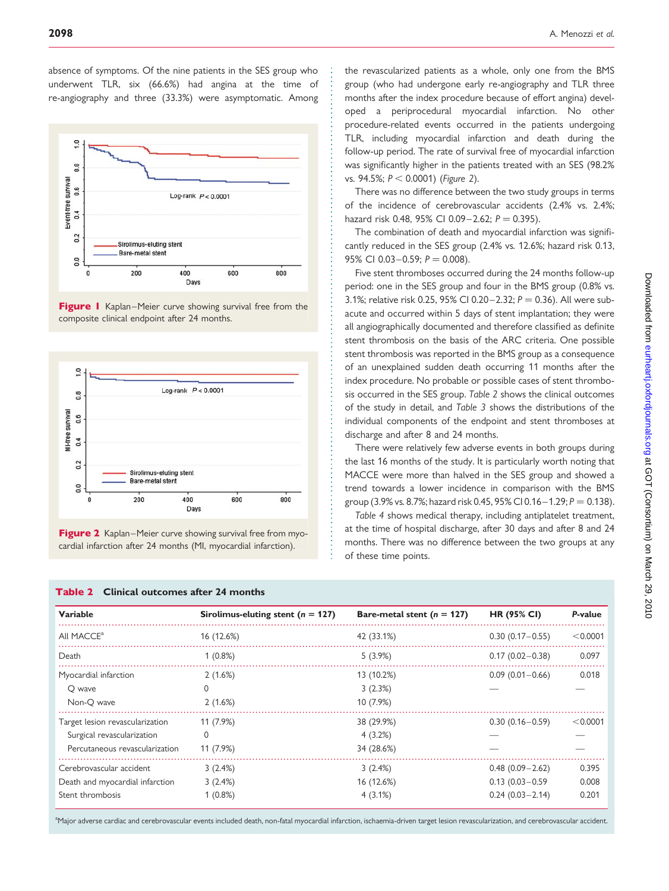absence of symptoms. Of the nine patients in the SES group who underwent TLR, six (66.6%) had angina at the time of re-angiography and three (33.3%) were asymptomatic. Among the revascularized patients as a whole, only one from the BMS group (who had undergone early re-angiography and TLR three months after the index procedure because of effort angina) developed a periprocedural myocardial infarction. No other procedure-related events occurred in the patients undergoing TLR, including myocardial infarction and death during the follow-up period. The rate of survival free of myocardial infarction was significantly higher in the patients treated with an SES (98.2% vs. 94.5%; $P < 0.0001$) (*Figure 2*).

Event-free survival
1.0
0.8
0.6
0.4
0.2
0.0
0
200
400
600
800
Days
Log-rank $P < 0.0001$
Sirolimus-eluting stent
Bare-metal stent

**Figure 1** Kaplan–Meier curve showing survival free from the composite clinical endpoint after 24 months.

MI-free survival
1.0
0.8
0.6
0.4
0.2
0.0
0
200
400
600
800
Days
Log-rank $P < 0.0001$
Sirolimus-eluting stent
Bare-metal stent

**Figure 2** Kaplan–Meier curve showing survival free from myocardial infarction after 24 months (MI, myocardial infarction).

There was no difference between the two study groups in terms of the incidence of cerebrovascular accidents (2.4% vs. 2.4%; hazard risk 0.48, 95% CI 0.09–2.62; $P = 0.395$).

The combination of death and myocardial infarction was significantly reduced in the SES group (2.4% vs. 12.6%; hazard risk 0.13, 95% CI 0.03–0.59; $P = 0.008$).

Five stent thromboses occurred during the 24 months follow-up period: one in the SES group and four in the BMS group (0.8% vs. 3.1%; relative risk 0.25, 95% CI 0.20–2.32; $P = 0.36$). All were sub-acute and occurred within 5 days of stent implantation; they were all angiographically documented and therefore classified as definite stent thrombosis on the basis of the ARC criteria. One possible stent thrombosis was reported in the BMS group as a consequence of an unexplained sudden death occurring 11 months after the index procedure. No probable or possible cases of stent thrombosis occurred in the SES group. *Table 2* shows the clinical outcomes of the study in detail, and *Table 3* shows the distributions of the individual components of the endpoint and stent thromboses at discharge and after 8 and 24 months.

There were relatively few adverse events in both groups during the last 16 months of the study. It is particularly worth noting that MACCE were more than halved in the SES group and showed a trend towards a lower incidence in comparison with the BMS group (3.9% vs. 8.7%; hazard risk 0.45, 95% CI 0.16–1.29; $P = 0.138$).

*Table 4* shows medical therapy, including antiplatelet treatment, at the time of hospital discharge, after 30 days and after 8 and 24 months. There was no difference between the two groups at any of these time points.

**Table 2** Clinical outcomes after 24 months

| Variable | Sirolimus-eluting stent ($n$ = 127) | Bare-metal stent ($n$ = 127) | HR (95% CI) | P-value |
|---|---|---|---|---|
| All MACCE[a] | 16 (12.6%) | 42 (33.1%) | 0.30 (0.17–0.55) | <0.0001 |
| Death | 1 (0.8%) | 5 (3.9%) | 0.17 (0.02–0.38) | 0.097 |
| Myocardial infarction | 2 (1.6%) | 13 (10.2%) | 0.09 (0.01–0.66) | 0.018 |
| Q wave | 0 | 3 (2.3%) | — | — |
| Non-Q wave | 2 (1.6%) | 10 (7.9%) | | |
| Target lesion revascularization | 11 (7.9%) | 38 (29.9%) | 0.30 (0.16–0.59) | <0.0001 |
| Surgical revascularization | 0 | 4 (3.2%) | — | — |
| Percutaneous revascularization | 11 (7.9%) | 34 (28.6%) | — | — |
| Cerebrovascular accident | 3 (2.4%) | 3 (2.4%) | 0.48 (0.09–2.62) | 0.395 |
| Death and myocardial infarction | 3 (2.4%) | 16 (12.6%) | 0.13 (0.03–0.59 | 0.008 |
| Stent thrombosis | 1 (0.8%) | 4 (3.1%) | 0.24 (0.03–2.14) | 0.201 |

[a]Major adverse cardiac and cerebrovascular events included death, non-fatal myocardial infarction, ischaemia-driven target lesion revascularization, and cerebrovascular accident.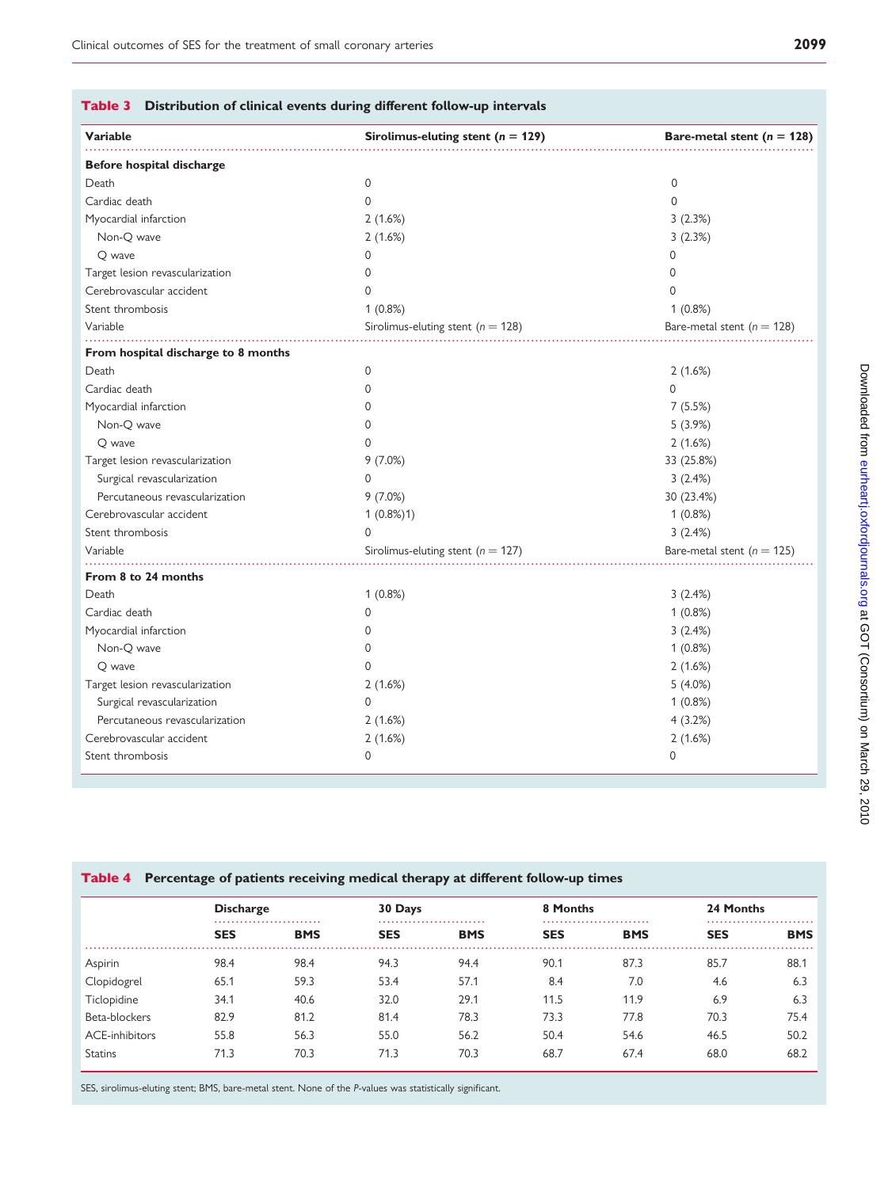**Table 3** Distribution of clinical events during different follow-up intervals

| Variable | Sirolimus-eluting stent (*n* = 129) | Bare-metal stent (*n* = 128) |
|---|---|---|
| **Before hospital discharge** | | |
| Death | 0 | 0 |
| Cardiac death | 0 | 0 |
| Myocardial infarction | 2 (1.6%) | 3 (2.3%) |
| Non-Q wave | 2 (1.6%) | 3 (2.3%) |
| Q wave | 0 | 0 |
| Target lesion revascularization | 0 | 0 |
| Cerebrovascular accident | 0 | 0 |
| Stent thrombosis | 1 (0.8%) | 1 (0.8%) |
| Variable | Sirolimus-eluting stent (*n* = 128) | Bare-metal stent (*n* = 128) |
| **From hospital discharge to 8 months** | | |
| Death | 0 | 2 (1.6%) |
| Cardiac death | 0 | 0 |
| Myocardial infarction | 0 | 7 (5.5%) |
| Non-Q wave | 0 | 5 (3.9%) |
| Q wave | 0 | 2 (1.6%) |
| Target lesion revascularization | 9 (7.0%) | 33 (25.8%) |
| Surgical revascularization | 0 | 3 (2.4%) |
| Percutaneous revascularization | 9 (7.0%) | 30 (23.4%) |
| Cerebrovascular accident | 1 (0.8%)1) | 1 (0.8%) |
| Stent thrombosis | 0 | 3 (2.4%) |
| Variable | Sirolimus-eluting stent (*n* = 127) | Bare-metal stent (*n* = 125) |
| **From 8 to 24 months** | | |
| Death | 1 (0.8%) | 3 (2.4%) |
| Cardiac death | 0 | 1 (0.8%) |
| Myocardial infarction | 0 | 3 (2.4%) |
| Non-Q wave | 0 | 1 (0.8%) |
| Q wave | 0 | 2 (1.6%) |
| Target lesion revascularization | 2 (1.6%) | 5 (4.0%) |
| Surgical revascularization | 0 | 1 (0.8%) |
| Percutaneous revascularization | 2 (1.6%) | 4 (3.2%) |
| Cerebrovascular accident | 2 (1.6%) | 2 (1.6%) |
| Stent thrombosis | 0 | 0 |

**Table 4** Percentage of patients receiving medical therapy at different follow-up times

| | Discharge | | 30 Days | | 8 Months | | 24 Months | |
|---|---|---|---|---|---|---|---|---|
| | SES | BMS | SES | BMS | SES | BMS | SES | BMS |
| Aspirin | 98.4 | 98.4 | 94.3 | 94.4 | 90.1 | 87.3 | 85.7 | 88.1 |
| Clopidogrel | 65.1 | 59.3 | 53.4 | 57.1 | 8.4 | 7.0 | 4.6 | 6.3 |
| Ticlopidine | 34.1 | 40.6 | 32.0 | 29.1 | 11.5 | 11.9 | 6.9 | 6.3 |
| Beta-blockers | 82.9 | 81.2 | 81.4 | 78.3 | 73.3 | 77.8 | 70.3 | 75.4 |
| ACE-inhibitors | 55.8 | 56.3 | 55.0 | 56.2 | 50.4 | 54.6 | 46.5 | 50.2 |
| Statins | 71.3 | 70.3 | 71.3 | 70.3 | 68.7 | 67.4 | 68.0 | 68.2 |

SES, sirolimus-eluting stent; BMS, bare-metal stent. None of the *P*-values was statistically significant.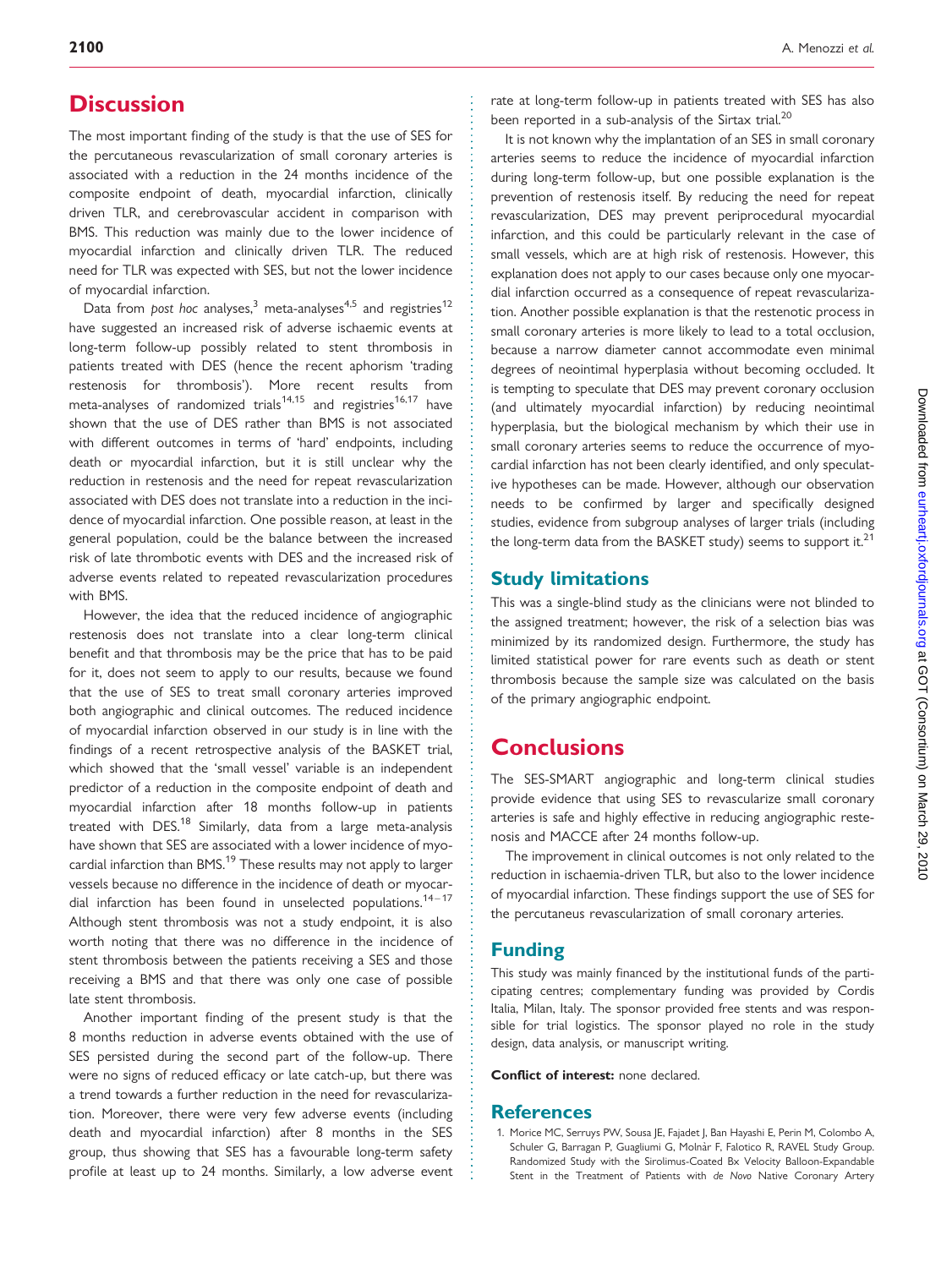# Discussion

The most important finding of the study is that the use of SES for the percutaneous revascularization of small coronary arteries is associated with a reduction in the 24 months incidence of the composite endpoint of death, myocardial infarction, clinically driven TLR, and cerebrovascular accident in comparison with BMS. This reduction was mainly due to the lower incidence of myocardial infarction and clinically driven TLR. The reduced need for TLR was expected with SES, but not the lower incidence of myocardial infarction.

Data from *post hoc* analyses,[3] meta-analyses[4,5] and registries[12] have suggested an increased risk of adverse ischaemic events at long-term follow-up possibly related to stent thrombosis in patients treated with DES (hence the recent aphorism 'trading restenosis for thrombosis'). More recent results from meta-analyses of randomized trials[14,15] and registries[16,17] have shown that the use of DES rather than BMS is not associated with different outcomes in terms of 'hard' endpoints, including death or myocardial infarction, but it is still unclear why the reduction in restenosis and the need for repeat revascularization associated with DES does not translate into a reduction in the incidence of myocardial infarction. One possible reason, at least in the general population, could be the balance between the increased risk of late thrombotic events with DES and the increased risk of adverse events related to repeated revascularization procedures with BMS.

However, the idea that the reduced incidence of angiographic restenosis does not translate into a clear long-term clinical benefit and that thrombosis may be the price that has to be paid for it, does not seem to apply to our results, because we found that the use of SES to treat small coronary arteries improved both angiographic and clinical outcomes. The reduced incidence of myocardial infarction observed in our study is in line with the findings of a recent retrospective analysis of the BASKET trial, which showed that the 'small vessel' variable is an independent predictor of a reduction in the composite endpoint of death and myocardial infarction after 18 months follow-up in patients treated with DES.[18] Similarly, data from a large meta-analysis have shown that SES are associated with a lower incidence of myocardial infarction than BMS.[19] These results may not apply to larger vessels because no difference in the incidence of death or myocardial infarction has been found in unselected populations.[14–17] Although stent thrombosis was not a study endpoint, it is also worth noting that there was no difference in the incidence of stent thrombosis between the patients receiving a SES and those receiving a BMS and that there was only one case of possible late stent thrombosis.

Another important finding of the present study is that the 8 months reduction in adverse events obtained with the use of SES persisted during the second part of the follow-up. There were no signs of reduced efficacy or late catch-up, but there was a trend towards a further reduction in the need for revascularization. Moreover, there were very few adverse events (including death and myocardial infarction) after 8 months in the SES group, thus showing that SES has a favourable long-term safety profile at least up to 24 months. Similarly, a low adverse event rate at long-term follow-up in patients treated with SES has also been reported in a sub-analysis of the Sirtax trial.[20]

It is not known why the implantation of an SES in small coronary arteries seems to reduce the incidence of myocardial infarction during long-term follow-up, but one possible explanation is the prevention of restenosis itself. By reducing the need for repeat revascularization, DES may prevent periprocedural myocardial infarction, and this could be particularly relevant in the case of small vessels, which are at high risk of restenosis. However, this explanation does not apply to our cases because only one myocardial infarction occurred as a consequence of repeat revascularization. Another possible explanation is that the restenotic process in small coronary arteries is more likely to lead to a total occlusion, because a narrow diameter cannot accommodate even minimal degrees of neointimal hyperplasia without becoming occluded. It is tempting to speculate that DES may prevent coronary occlusion (and ultimately myocardial infarction) by reducing neointimal hyperplasia, but the biological mechanism by which their use in small coronary arteries seems to reduce the occurrence of myocardial infarction has not been clearly identified, and only speculative hypotheses can be made. However, although our observation needs to be confirmed by larger and specifically designed studies, evidence from subgroup analyses of larger trials (including the long-term data from the BASKET study) seems to support it.[21]

## Study limitations

This was a single-blind study as the clinicians were not blinded to the assigned treatment; however, the risk of a selection bias was minimized by its randomized design. Furthermore, the study has limited statistical power for rare events such as death or stent thrombosis because the sample size was calculated on the basis of the primary angiographic endpoint.

# Conclusions

The SES-SMART angiographic and long-term clinical studies provide evidence that using SES to revascularize small coronary arteries is safe and highly effective in reducing angiographic restenosis and MACCE after 24 months follow-up.

The improvement in clinical outcomes is not only related to the reduction in ischaemia-driven TLR, but also to the lower incidence of myocardial infarction. These findings support the use of SES for the percutaneus revascularization of small coronary arteries.

## Funding

This study was mainly financed by the institutional funds of the participating centres; complementary funding was provided by Cordis Italia, Milan, Italy. The sponsor provided free stents and was responsible for trial logistics. The sponsor played no role in the study design, data analysis, or manuscript writing.

**Conflict of interest:** none declared.

## References

1. Morice MC, Serruys PW, Sousa JE, Fajadet J, Ban Hayashi E, Perin M, Colombo A, Schuler G, Barragan P, Guagliumi G, Molnàr F, Falotico R, RAVEL Study Group. Randomized Study with the Sirolimus-Coated Bx Velocity Balloon-Expandable Stent in the Treatment of Patients with *de Novo* Native Coronary Artery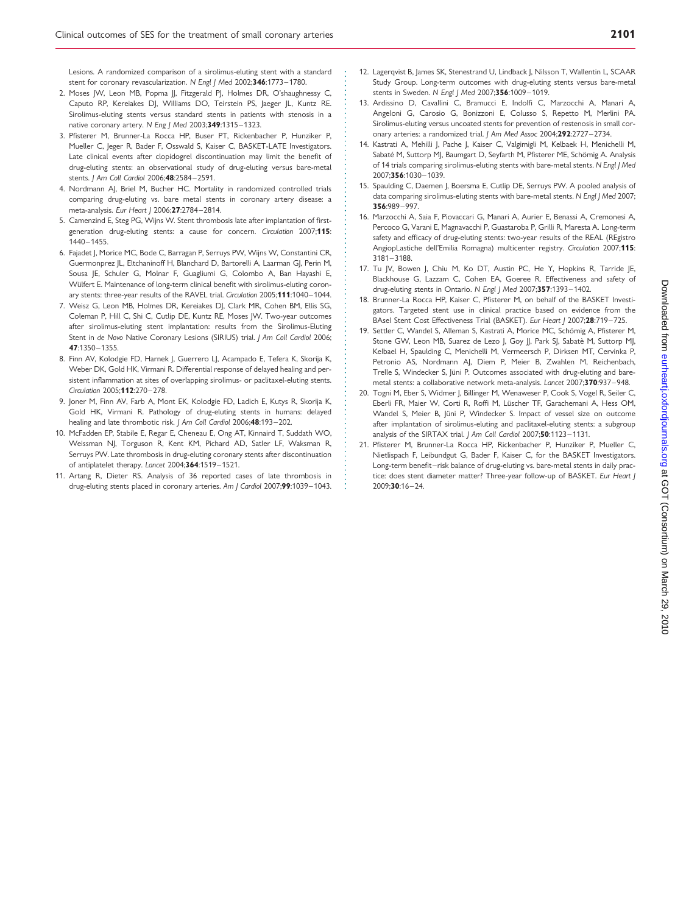Lesions. A randomized comparison of a sirolimus-eluting stent with a standard stent for coronary revascularization. *N Engl J Med* 2002;**346**:1773–1780.

2. Moses JW, Leon MB, Popma JJ, Fitzgerald PJ, Holmes DR, O'shaughnessy C, Caputo RP, Kereiakes DJ, Williams DO, Teirstein PS, Jaeger JL, Kuntz RE. Sirolimus-eluting stents versus standard stents in patients with stenosis in a native coronary artery. *N Eng J Med* 2003;**349**:1315–1323.
3. Pfisterer M, Brunner-La Rocca HP, Buser PT, Rickenbacher P, Hunziker P, Mueller C, Jeger R, Bader F, Osswald S, Kaiser C, BASKET-LATE Investigators. Late clinical events after clopidogrel discontinuation may limit the benefit of drug-eluting stents: an observational study of drug-eluting versus bare-metal stents. *J Am Coll Cardiol* 2006;**48**:2584–2591.
4. Nordmann AJ, Briel M, Bucher HC. Mortality in randomized controlled trials comparing drug-eluting vs. bare metal stents in coronary artery disease: a meta-analysis. *Eur Heart J* 2006;**27**:2784–2814.
5. Camenzind E, Steg PG, Wijns W. Stent thrombosis late after implantation of first-generation drug-eluting stents: a cause for concern. *Circulation* 2007;**115**: 1440–1455.
6. Fajadet J, Morice MC, Bode C, Barragan P, Serruys PW, Wijns W, Constantini CR, Guermonprez JL, Eltchaninoff H, Blanchard D, Bartorelli A, Laarman GJ, Perin M, Sousa JE, Schuler G, Molnar F, Guagliumi G, Colombo A, Ban Hayashi E, Wülfert E. Maintenance of long-term clinical benefit with sirolimus-eluting coronary stents: three-year results of the RAVEL trial. *Circulation* 2005;**111**:1040–1044.
7. Weisz G, Leon MB, Holmes DR, Kereiakes DJ, Clark MR, Cohen BM, Ellis SG, Coleman P, Hill C, Shi C, Cutlip DE, Kuntz RE, Moses JW. Two-year outcomes after sirolimus-eluting stent implantation: results from the Sirolimus-Eluting Stent in *de Novo* Native Coronary Lesions (SIRIUS) trial. *J Am Coll Cardiol* 2006; **47**:1350–1355.
8. Finn AV, Kolodgie FD, Harnek J, Guerrero LJ, Acampado E, Tefera K, Skorija K, Weber DK, Gold HK, Virmani R. Differential response of delayed healing and persistent inflammation at sites of overlapping sirolimus- or paclitaxel-eluting stents. *Circulation* 2005;**112**:270–278.
9. Joner M, Finn AV, Farb A, Mont EK, Kolodgie FD, Ladich E, Kutys R, Skorija K, Gold HK, Virmani R. Pathology of drug-eluting stents in humans: delayed healing and late thrombotic risk. *J Am Coll Cardiol* 2006;**48**:193–202.
10. McFadden EP, Stabile E, Regar E, Cheneau E, Ong AT, Kinnaird T, Suddath WO, Weissman NJ, Torguson R, Kent KM, Pichard AD, Satler LF, Waksman R, Serruys PW. Late thrombosis in drug-eluting coronary stents after discontinuation of antiplatelet therapy. *Lancet* 2004;**364**:1519–1521.
11. Artang R, Dieter RS. Analysis of 36 reported cases of late thrombosis in drug-eluting stents placed in coronary arteries. *Am J Cardiol* 2007;**99**:1039–1043.
12. Lagerqvist B, James SK, Stenestrand U, Lindback J, Nilsson T, Wallentin L, SCAAR Study Group. Long-term outcomes with drug-eluting stents versus bare-metal stents in Sweden. *N Engl J Med* 2007;**356**:1009–1019.
13. Ardissino D, Cavallini C, Bramucci E, Indolfi C, Marzocchi A, Manari A, Angeloni G, Carosio G, Bonizzoni E, Colusso S, Repetto M, Merlini PA. Sirolimus-eluting versus uncoated stents for prevention of restenosis in small coronary arteries: a randomized trial. *J Am Med Assoc* 2004;**292**:2727–2734.
14. Kastrati A, Mehilli J, Pache J, Kaiser C, Valgimigli M, Kelbaek H, Menichelli M, Sabaté M, Suttorp MJ, Baumgart D, Seyfarth M, Pfisterer ME, Schömig A. Analysis of 14 trials comparing sirolimus-eluting stents with bare-metal stents. *N Engl J Med* 2007;**356**:1030–1039.
15. Spaulding C, Daemen J, Boersma E, Cutlip DE, Serruys PW. A pooled analysis of data comparing sirolimus-eluting stents with bare-metal stents. *N Engl J Med* 2007; **356**:989–997.
16. Marzocchi A, Saia F, Piovaccari G, Manari A, Aurier E, Benassi A, Cremonesi A, Percoco G, Varani E, Magnavacchi P, Guastaroba P, Grilli R, Maresta A. Long-term safety and efficacy of drug-eluting stents: two-year results of the REAL (REgistro AngiopLastiche dell'Emilia Romagna) multicenter registry. *Circulation* 2007;**115**: 3181–3188.
17. Tu JV, Bowen J, Chiu M, Ko DT, Austin PC, He Y, Hopkins R, Tarride JE, Blackhouse G, Lazzam C, Cohen EA, Goeree R. Effectiveness and safety of drug-eluting stents in Ontario. *N Engl J Med* 2007;**357**:1393–1402.
18. Brunner-La Rocca HP, Kaiser C, Pfisterer M, on behalf of the BASKET Investigators. Targeted stent use in clinical practice based on evidence from the BAsel Stent Cost Effectiveness Trial (BASKET). *Eur Heart J* 2007;**28**:719–725.
19. Settler C, Wandel S, Alleman S, Kastrati A, Morice MC, Schömig A, Pfisterer M, Stone GW, Leon MB, Suarez de Lezo J, Goy JJ, Park SJ, Sabatè M, Suttorp MJ, Kelbael H, Spaulding C, Menichelli M, Vermeersch P, Dirksen MT, Cervinka P, Petronio AS, Nordmann AJ, Diem P, Meier B, Zwahlen M, Reichenbach, Trelle S, Windecker S, Jüni P. Outcomes associated with drug-eluting and bare-metal stents: a collaborative network meta-analysis. *Lancet* 2007;**370**:937–948.
20. Togni M, Eber S, Widmer J, Billinger M, Wenaweser P, Cook S, Vogel R, Seiler C, Eberli FR, Maier W, Corti R, Roffi M, Lüscher TF, Garachemani A, Hess OM, Wandel S, Meier B, Jüni P, Windecker S. Impact of vessel size on outcome after implantation of sirolimus-eluting and paclitaxel-eluting stents: a subgroup analysis of the SIRTAX trial. *J Am Coll Cardiol* 2007;**50**:1123–1131.
21. Pfisterer M, Brunner-La Rocca HP, Rickenbacher P, Hunziker P, Mueller C, Nietlispach F, Leibundgut G, Bader F, Kaiser C, for the BASKET Investigators. Long-term benefit–risk balance of drug-eluting vs. bare-metal stents in daily practice: does stent diameter matter? Three-year follow-up of BASKET. *Eur Heart J* 2009;**30**:16–24.